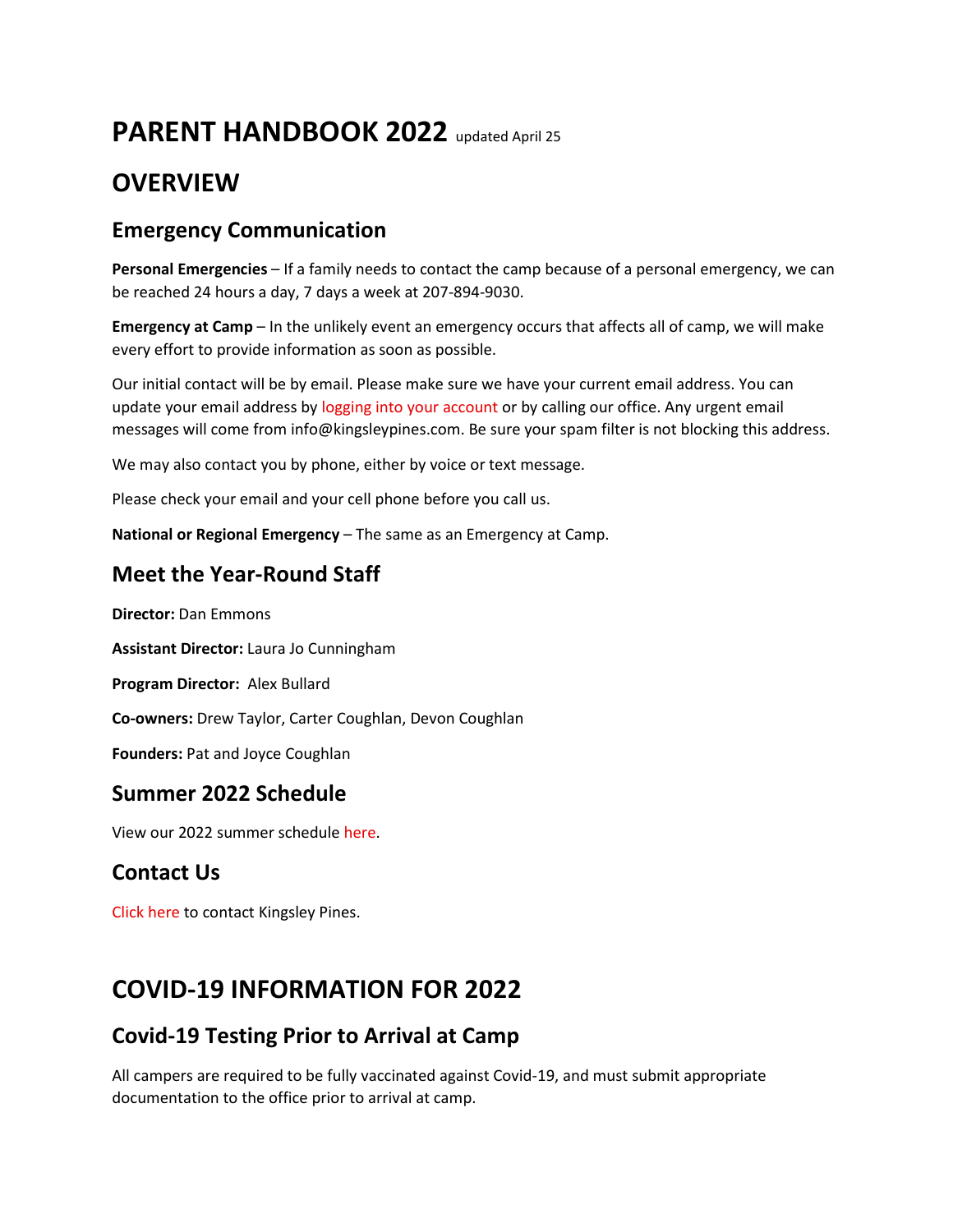# PARENT HANDBOOK 2022 updated April 25

# OVERVIEW

## Emergency Communication

**Personal Emergencies** – If a family needs to contact the camp because of a personal emergency, we can be reached 24 hours a day, 7 days a week at 207-894-9030.

**Emergency at Camp** – In the unlikely event an emergency occurs that affects all of camp, we will make every effort to provide information as soon as possible.

Our initial contact will be by email. Please make sure we have your current email address. You can update your email address by logging into your account or by calling our office. Any urgent email messages will come from info@kingsleypines.com. Be sure your spam filter is not blocking this address.

We may also contact you by phone, either by voice or text message.

Please check your email and your cell phone before you call us.

**National or Regional Emergency** – The same as an Emergency at Camp.

## Meet the Year-Round Staff

**Director:** Dan Emmons

**Assistant Director:** Laura Jo Cunningham

**Program Director:** Alex Bullard

**Co-owners:** Drew Taylor, Carter Coughlan, Devon Coughlan

**Founders:** Pat and Joyce Coughlan

## Summer 2022 Schedule

View our 2022 summer schedule here.

## Contact Us

Click here to contact Kingsley Pines.

# COVID-19 INFORMATION FOR 2022

## Covid-19 Testing Prior to Arrival at Camp

All campers are required to be fully vaccinated against Covid-19, and must submit appropriate documentation to the office prior to arrival at camp.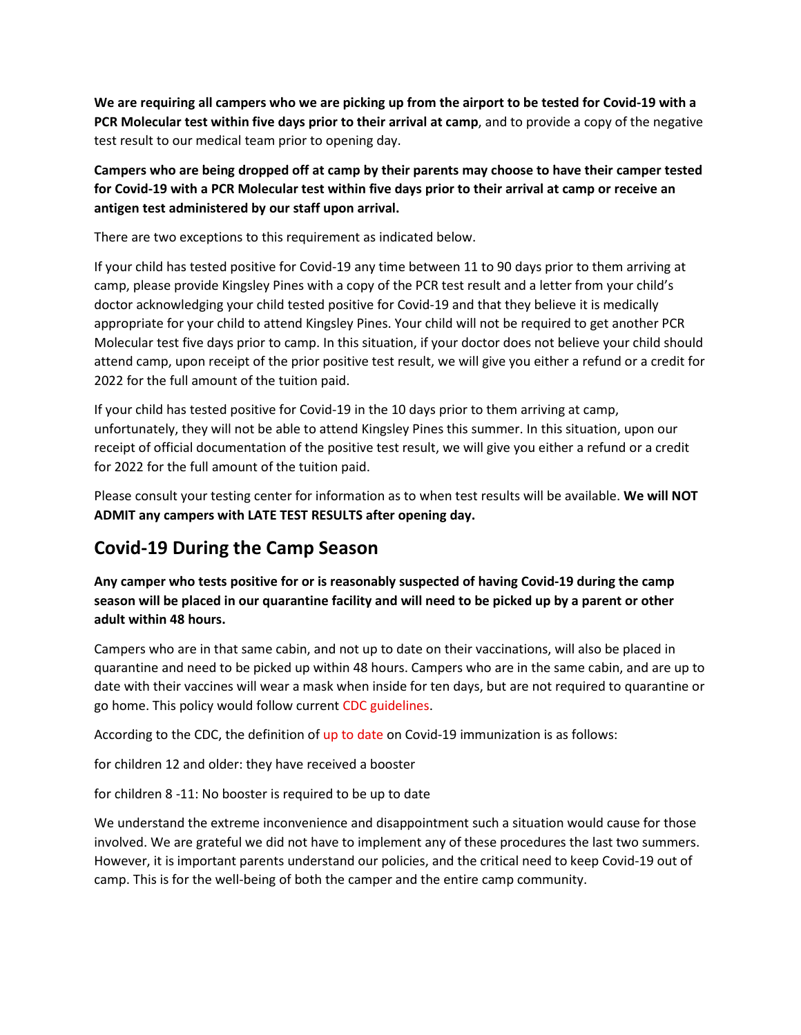**We are requiring all campers who we are picking up from the airport to be tested for Covid-19 with a PCR Molecular test within five days prior to their arrival at camp**, and to provide a copy of the negative test result to our medical team prior to opening day.

**Campers who are being dropped off at camp by their parents may choose to have their camper tested for Covid-19 with a PCR Molecular test within five days prior to their arrival at camp or receive an antigen test administered by our staff upon arrival.**

There are two exceptions to this requirement as indicated below.

If your child has tested positive for Covid-19 any time between 11 to 90 days prior to them arriving at camp, please provide Kingsley Pines with a copy of the PCR test result and a letter from your child's doctor acknowledging your child tested positive for Covid-19 and that they believe it is medically appropriate for your child to attend Kingsley Pines. Your child will not be required to get another PCR Molecular test five days prior to camp. In this situation, if your doctor does not believe your child should attend camp, upon receipt of the prior positive test result, we will give you either a refund or a credit for 2022 for the full amount of the tuition paid.

If your child has tested positive for Covid-19 in the 10 days prior to them arriving at camp, unfortunately, they will not be able to attend Kingsley Pines this summer. In this situation, upon our receipt of official documentation of the positive test result, we will give you either a refund or a credit for 2022 for the full amount of the tuition paid.

Please consult your testing center for information as to when test results will be available. **We will NOT ADMIT any campers with LATE TEST RESULTS after opening day.**

## Covid-19 During the Camp Season

**Any camper who tests positive for or is reasonably suspected of having Covid-19 during the camp season will be placed in our quarantine facility and will need to be picked up by a parent or other adult within 48 hours.**

Campers who are in that same cabin, and not up to date on their vaccinations, will also be placed in quarantine and need to be picked up within 48 hours. Campers who are in the same cabin, and are up to date with their vaccines will wear a mask when inside for ten days, but are not required to quarantine or go home. This policy would follow current CDC guidelines.

According to the CDC, the definition of up to date on Covid-19 immunization is as follows:

for children 12 and older: they have received a booster

for children 8 -11: No booster is required to be up to date

We understand the extreme inconvenience and disappointment such a situation would cause for those involved. We are grateful we did not have to implement any of these procedures the last two summers. However, it is important parents understand our policies, and the critical need to keep Covid-19 out of camp. This is for the well-being of both the camper and the entire camp community.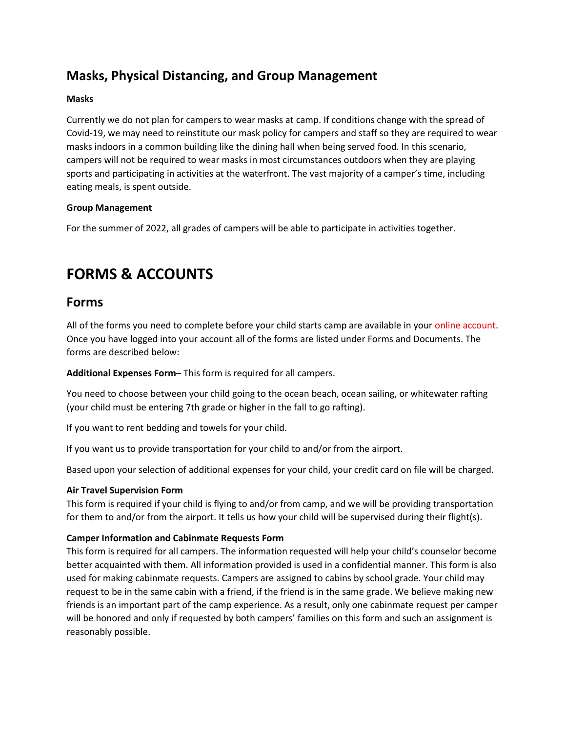## Masks, Physical Distancing, and Group Management

**Masks**

Currently we do not plan for campers to wear masks at camp. If conditions change with the spread of Covid-19, we may need to reinstitute our mask policy for campers and staff so they are required to wear masks indoors in a common building like the dining hall when being served food. In this scenario, campers will not be required to wear masks in most circumstances outdoors when they are playing sports and participating in activities at the waterfront. The vast majority of a camper's time, including eating meals, is spent outside.

**Group Management**

For the summer of 2022, all grades of campers will be able to participate in activities together.

# FORMS & ACCOUNTS

## Forms

All of the forms you need to complete before your child starts camp are available in your online account. Once you have logged into your account all of the forms are listed under Forms and Documents. The forms are described below:

**Additional Expenses Form**– This form is required for all campers.

You need to choose between your child going to the ocean beach, ocean sailing, or whitewater rafting (your child must be entering 7th grade or higher in the fall to go rafting).

If you want to rent bedding and towels for your child.

If you want us to provide transportation for your child to and/or from the airport.

Based upon your selection of additional expenses for your child, your credit card on file will be charged.

**Air Travel Supervision Form**
This form is required if your child is flying to and/or from camp, and we will be providing transportation for them to and/or from the airport. It tells us how your child will be supervised during their flight(s).

**Camper Information and Cabinmate Requests Form**
This form is required for all campers. The information requested will help your child's counselor become better acquainted with them. All information provided is used in a confidential manner. This form is also used for making cabinmate requests. Campers are assigned to cabins by school grade. Your child may request to be in the same cabin with a friend, if the friend is in the same grade. We believe making new friends is an important part of the camp experience. As a result, only one cabinmate request per camper will be honored and only if requested by both campers' families on this form and such an assignment is reasonably possible.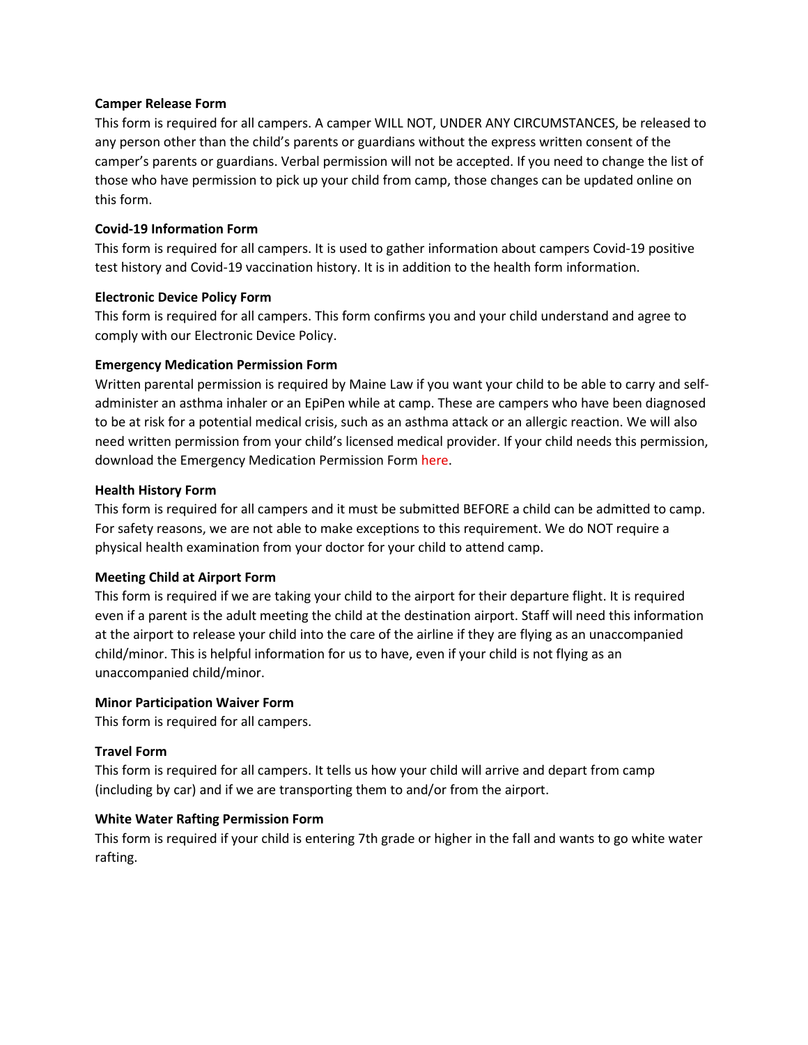**Camper Release Form**

This form is required for all campers. A camper WILL NOT, UNDER ANY CIRCUMSTANCES, be released to any person other than the child's parents or guardians without the express written consent of the camper's parents or guardians. Verbal permission will not be accepted. If you need to change the list of those who have permission to pick up your child from camp, those changes can be updated online on this form.

**Covid-19 Information Form**

This form is required for all campers. It is used to gather information about campers Covid-19 positive test history and Covid-19 vaccination history. It is in addition to the health form information.

**Electronic Device Policy Form**

This form is required for all campers. This form confirms you and your child understand and agree to comply with our Electronic Device Policy.

**Emergency Medication Permission Form**

Written parental permission is required by Maine Law if you want your child to be able to carry and self-administer an asthma inhaler or an EpiPen while at camp. These are campers who have been diagnosed to be at risk for a potential medical crisis, such as an asthma attack or an allergic reaction. We will also need written permission from your child's licensed medical provider. If your child needs this permission, download the Emergency Medication Permission Form here.

**Health History Form**

This form is required for all campers and it must be submitted BEFORE a child can be admitted to camp. For safety reasons, we are not able to make exceptions to this requirement. We do NOT require a physical health examination from your doctor for your child to attend camp.

**Meeting Child at Airport Form**

This form is required if we are taking your child to the airport for their departure flight. It is required even if a parent is the adult meeting the child at the destination airport. Staff will need this information at the airport to release your child into the care of the airline if they are flying as an unaccompanied child/minor. This is helpful information for us to have, even if your child is not flying as an unaccompanied child/minor.

**Minor Participation Waiver Form**

This form is required for all campers.

**Travel Form**

This form is required for all campers. It tells us how your child will arrive and depart from camp (including by car) and if we are transporting them to and/or from the airport.

**White Water Rafting Permission Form**

This form is required if your child is entering 7th grade or higher in the fall and wants to go white water rafting.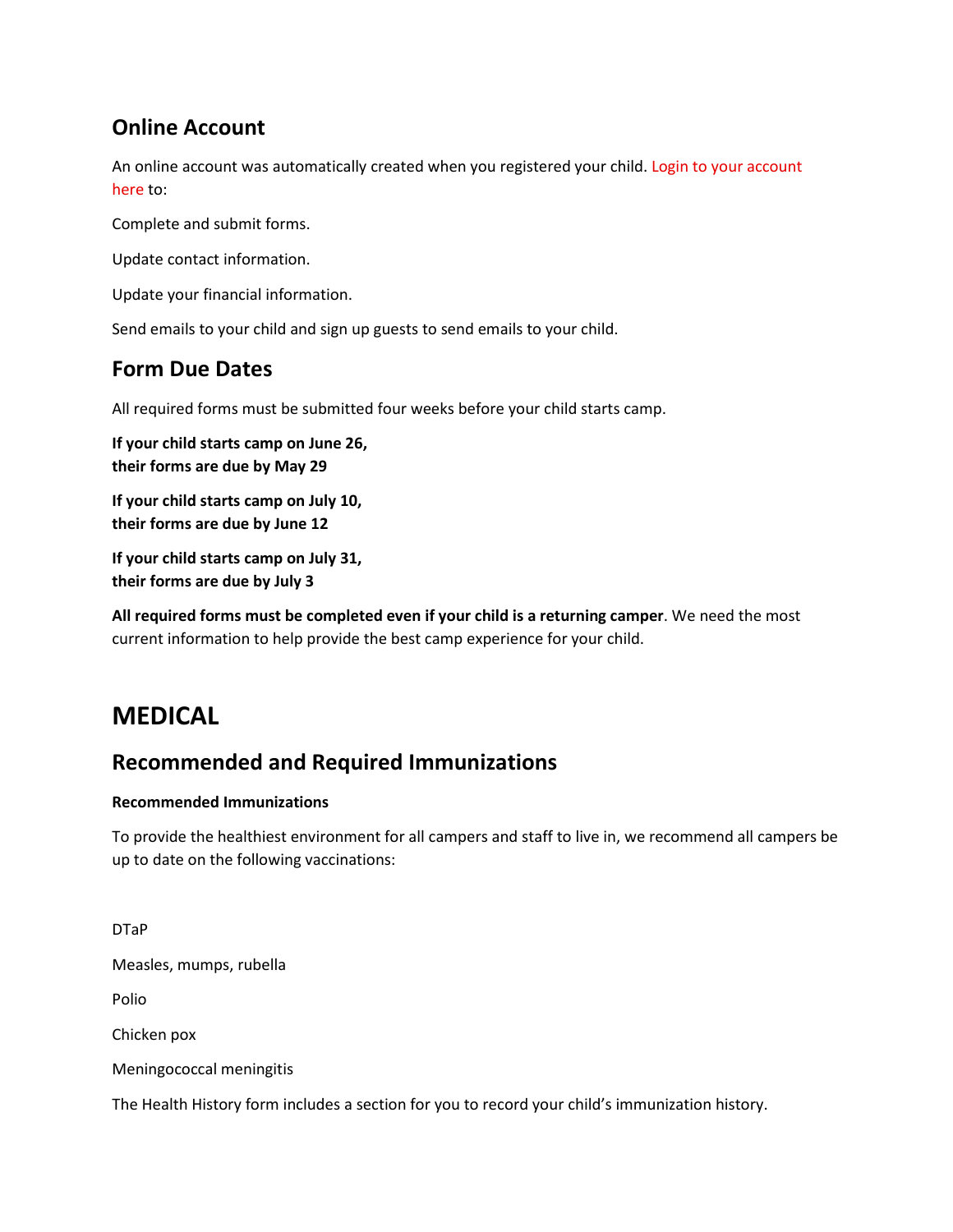## Online Account

An online account was automatically created when you registered your child. Login to your account here to:

Complete and submit forms.

Update contact information.

Update your financial information.

Send emails to your child and sign up guests to send emails to your child.

## Form Due Dates

All required forms must be submitted four weeks before your child starts camp.

**If your child starts camp on June 26,**
**their forms are due by May 29**

**If your child starts camp on July 10,**
**their forms are due by June 12**

**If your child starts camp on July 31,**
**their forms are due by July 3**

**All required forms must be completed even if your child is a returning camper**. We need the most current information to help provide the best camp experience for your child.

# MEDICAL

## Recommended and Required Immunizations

### Recommended Immunizations

To provide the healthiest environment for all campers and staff to live in, we recommend all campers be up to date on the following vaccinations:

DTaP

Measles, mumps, rubella

Polio

Chicken pox

Meningococcal meningitis

The Health History form includes a section for you to record your child's immunization history.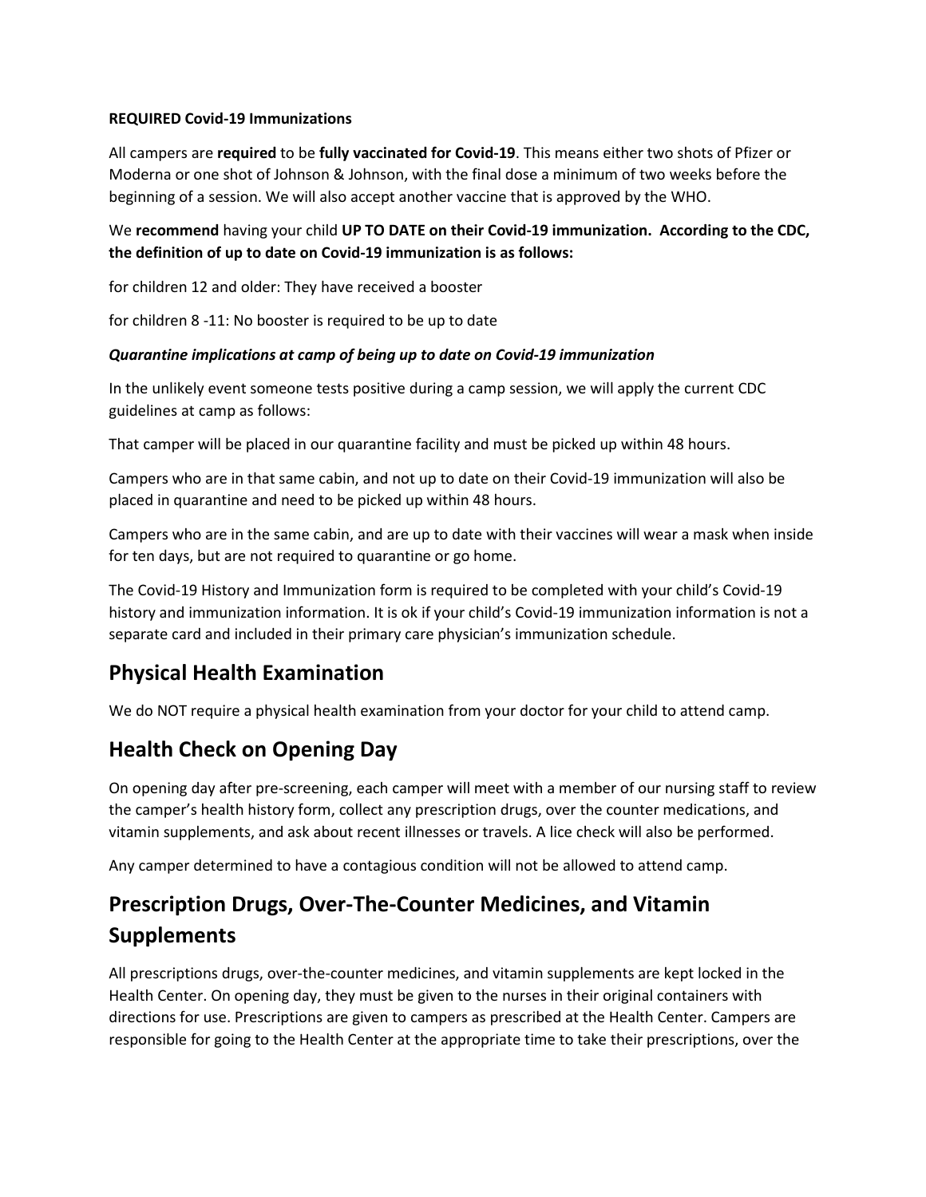**REQUIRED Covid-19 Immunizations**

All campers are **required** to be **fully vaccinated for Covid-19**. This means either two shots of Pfizer or Moderna or one shot of Johnson & Johnson, with the final dose a minimum of two weeks before the beginning of a session. We will also accept another vaccine that is approved by the WHO.

We **recommend** having your child **UP TO DATE on their Covid-19 immunization. According to the CDC, the definition of up to date on Covid-19 immunization is as follows:**

for children 12 and older: They have received a booster

for children 8 -11: No booster is required to be up to date

***Quarantine implications at camp of being up to date on Covid-19 immunization***

In the unlikely event someone tests positive during a camp session, we will apply the current CDC guidelines at camp as follows:

That camper will be placed in our quarantine facility and must be picked up within 48 hours.

Campers who are in that same cabin, and not up to date on their Covid-19 immunization will also be placed in quarantine and need to be picked up within 48 hours.

Campers who are in the same cabin, and are up to date with their vaccines will wear a mask when inside for ten days, but are not required to quarantine or go home.

The Covid-19 History and Immunization form is required to be completed with your child's Covid-19 history and immunization information. It is ok if your child's Covid-19 immunization information is not a separate card and included in their primary care physician's immunization schedule.

## Physical Health Examination

We do NOT require a physical health examination from your doctor for your child to attend camp.

## Health Check on Opening Day

On opening day after pre-screening, each camper will meet with a member of our nursing staff to review the camper's health history form, collect any prescription drugs, over the counter medications, and vitamin supplements, and ask about recent illnesses or travels. A lice check will also be performed.

Any camper determined to have a contagious condition will not be allowed to attend camp.

## Prescription Drugs, Over-The-Counter Medicines, and Vitamin Supplements

All prescriptions drugs, over-the-counter medicines, and vitamin supplements are kept locked in the Health Center. On opening day, they must be given to the nurses in their original containers with directions for use. Prescriptions are given to campers as prescribed at the Health Center. Campers are responsible for going to the Health Center at the appropriate time to take their prescriptions, over the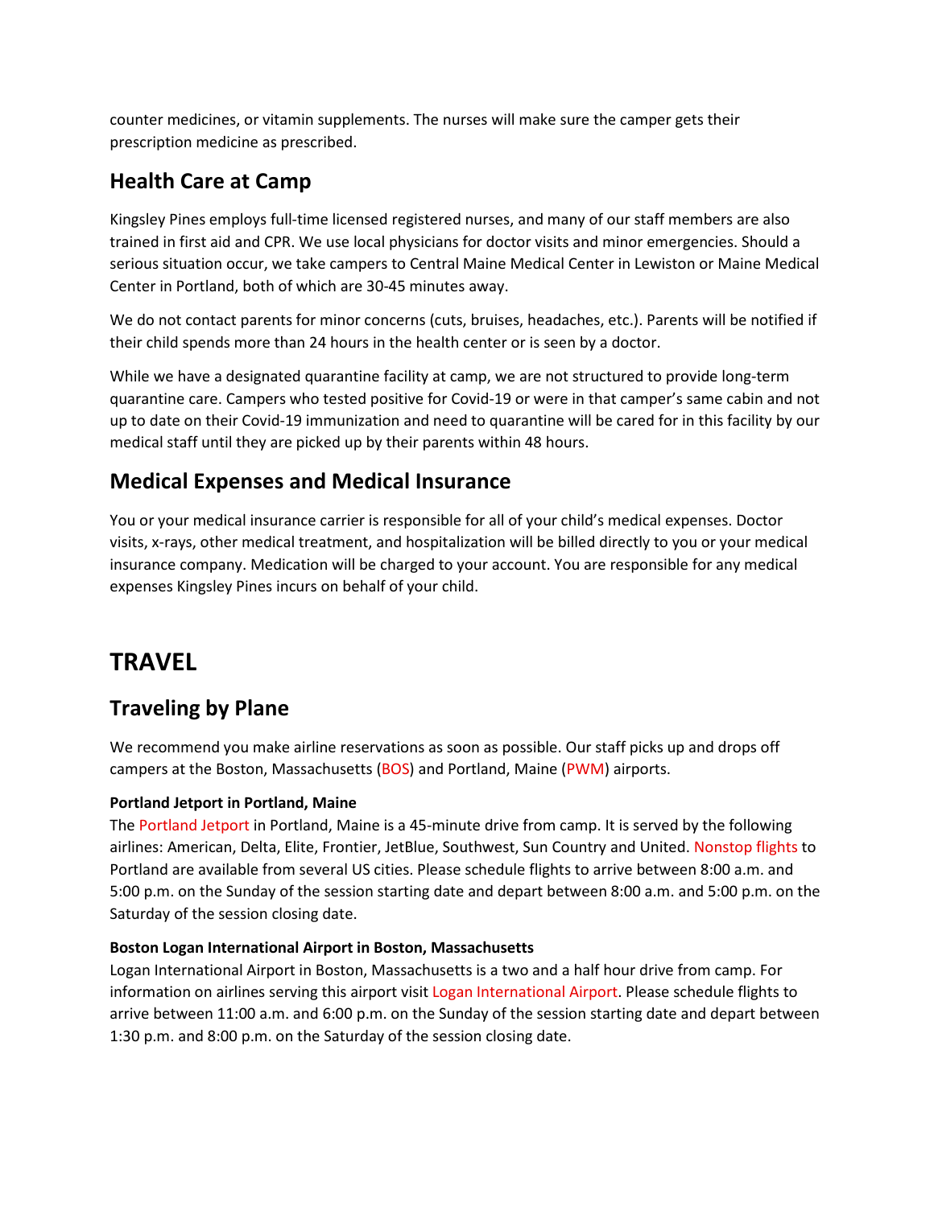counter medicines, or vitamin supplements. The nurses will make sure the camper gets their prescription medicine as prescribed.

## Health Care at Camp

Kingsley Pines employs full-time licensed registered nurses, and many of our staff members are also trained in first aid and CPR. We use local physicians for doctor visits and minor emergencies. Should a serious situation occur, we take campers to Central Maine Medical Center in Lewiston or Maine Medical Center in Portland, both of which are 30-45 minutes away.

We do not contact parents for minor concerns (cuts, bruises, headaches, etc.). Parents will be notified if their child spends more than 24 hours in the health center or is seen by a doctor.

While we have a designated quarantine facility at camp, we are not structured to provide long-term quarantine care. Campers who tested positive for Covid-19 or were in that camper's same cabin and not up to date on their Covid-19 immunization and need to quarantine will be cared for in this facility by our medical staff until they are picked up by their parents within 48 hours.

## Medical Expenses and Medical Insurance

You or your medical insurance carrier is responsible for all of your child's medical expenses. Doctor visits, x-rays, other medical treatment, and hospitalization will be billed directly to you or your medical insurance company. Medication will be charged to your account. You are responsible for any medical expenses Kingsley Pines incurs on behalf of your child.

# TRAVEL

## Traveling by Plane

We recommend you make airline reservations as soon as possible. Our staff picks up and drops off campers at the Boston, Massachusetts (BOS) and Portland, Maine (PWM) airports.

**Portland Jetport in Portland, Maine**
The Portland Jetport in Portland, Maine is a 45-minute drive from camp. It is served by the following airlines: American, Delta, Elite, Frontier, JetBlue, Southwest, Sun Country and United. Nonstop flights to Portland are available from several US cities. Please schedule flights to arrive between 8:00 a.m. and 5:00 p.m. on the Sunday of the session starting date and depart between 8:00 a.m. and 5:00 p.m. on the Saturday of the session closing date.

**Boston Logan International Airport in Boston, Massachusetts**
Logan International Airport in Boston, Massachusetts is a two and a half hour drive from camp. For information on airlines serving this airport visit Logan International Airport. Please schedule flights to arrive between 11:00 a.m. and 6:00 p.m. on the Sunday of the session starting date and depart between 1:30 p.m. and 8:00 p.m. on the Saturday of the session closing date.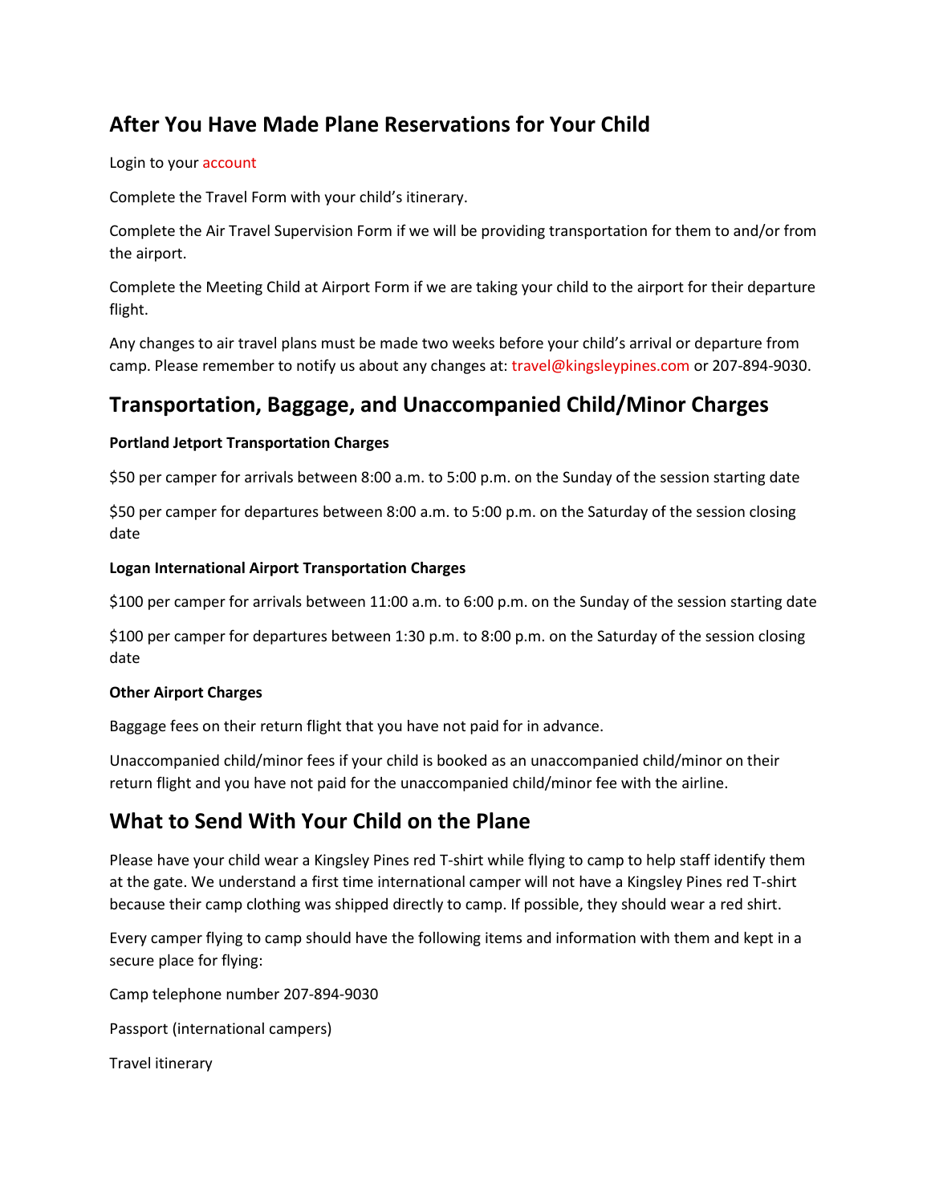## After You Have Made Plane Reservations for Your Child

Login to your account

Complete the Travel Form with your child's itinerary.

Complete the Air Travel Supervision Form if we will be providing transportation for them to and/or from the airport.

Complete the Meeting Child at Airport Form if we are taking your child to the airport for their departure flight.

Any changes to air travel plans must be made two weeks before your child's arrival or departure from camp. Please remember to notify us about any changes at: travel@kingsleypines.com or 207-894-9030.

## Transportation, Baggage, and Unaccompanied Child/Minor Charges

**Portland Jetport Transportation Charges**

$50 per camper for arrivals between 8:00 a.m. to 5:00 p.m. on the Sunday of the session starting date

$50 per camper for departures between 8:00 a.m. to 5:00 p.m. on the Saturday of the session closing date

**Logan International Airport Transportation Charges**

$100 per camper for arrivals between 11:00 a.m. to 6:00 p.m. on the Sunday of the session starting date

$100 per camper for departures between 1:30 p.m. to 8:00 p.m. on the Saturday of the session closing date

**Other Airport Charges**

Baggage fees on their return flight that you have not paid for in advance.

Unaccompanied child/minor fees if your child is booked as an unaccompanied child/minor on their return flight and you have not paid for the unaccompanied child/minor fee with the airline.

## What to Send With Your Child on the Plane

Please have your child wear a Kingsley Pines red T-shirt while flying to camp to help staff identify them at the gate. We understand a first time international camper will not have a Kingsley Pines red T-shirt because their camp clothing was shipped directly to camp. If possible, they should wear a red shirt.

Every camper flying to camp should have the following items and information with them and kept in a secure place for flying:

Camp telephone number 207-894-9030

Passport (international campers)

Travel itinerary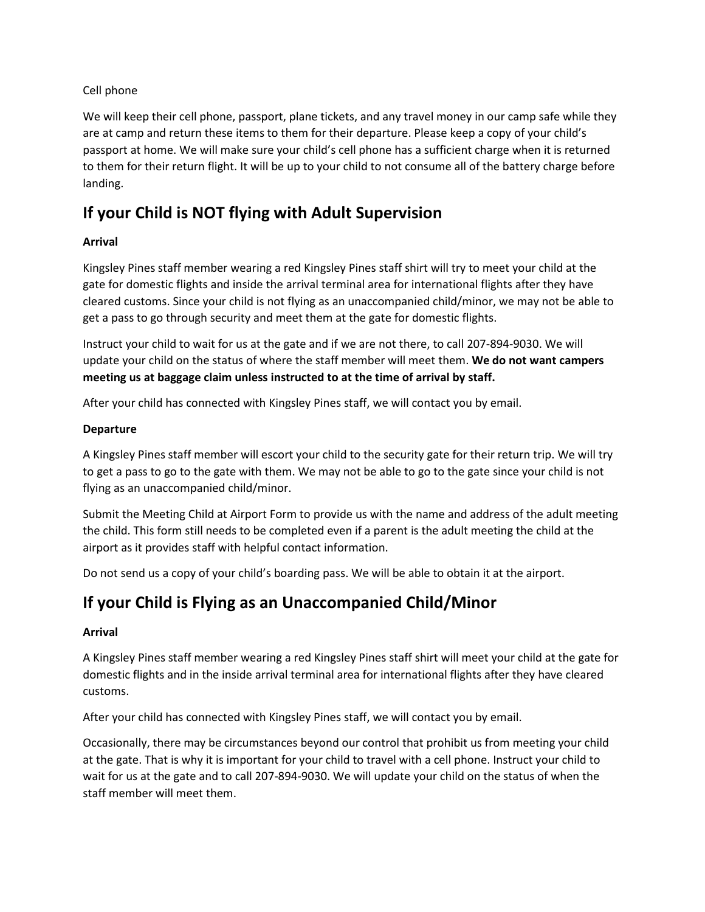Cell phone

We will keep their cell phone, passport, plane tickets, and any travel money in our camp safe while they are at camp and return these items to them for their departure. Please keep a copy of your child's passport at home. We will make sure your child's cell phone has a sufficient charge when it is returned to them for their return flight. It will be up to your child to not consume all of the battery charge before landing.

## If your Child is NOT flying with Adult Supervision

**Arrival**

Kingsley Pines staff member wearing a red Kingsley Pines staff shirt will try to meet your child at the gate for domestic flights and inside the arrival terminal area for international flights after they have cleared customs. Since your child is not flying as an unaccompanied child/minor, we may not be able to get a pass to go through security and meet them at the gate for domestic flights.

Instruct your child to wait for us at the gate and if we are not there, to call 207-894-9030. We will update your child on the status of where the staff member will meet them. **We do not want campers meeting us at baggage claim unless instructed to at the time of arrival by staff.**

After your child has connected with Kingsley Pines staff, we will contact you by email.

**Departure**

A Kingsley Pines staff member will escort your child to the security gate for their return trip. We will try to get a pass to go to the gate with them. We may not be able to go to the gate since your child is not flying as an unaccompanied child/minor.

Submit the Meeting Child at Airport Form to provide us with the name and address of the adult meeting the child. This form still needs to be completed even if a parent is the adult meeting the child at the airport as it provides staff with helpful contact information.

Do not send us a copy of your child's boarding pass. We will be able to obtain it at the airport.

## If your Child is Flying as an Unaccompanied Child/Minor

**Arrival**

A Kingsley Pines staff member wearing a red Kingsley Pines staff shirt will meet your child at the gate for domestic flights and in the inside arrival terminal area for international flights after they have cleared customs.

After your child has connected with Kingsley Pines staff, we will contact you by email.

Occasionally, there may be circumstances beyond our control that prohibit us from meeting your child at the gate. That is why it is important for your child to travel with a cell phone. Instruct your child to wait for us at the gate and to call 207-894-9030. We will update your child on the status of when the staff member will meet them.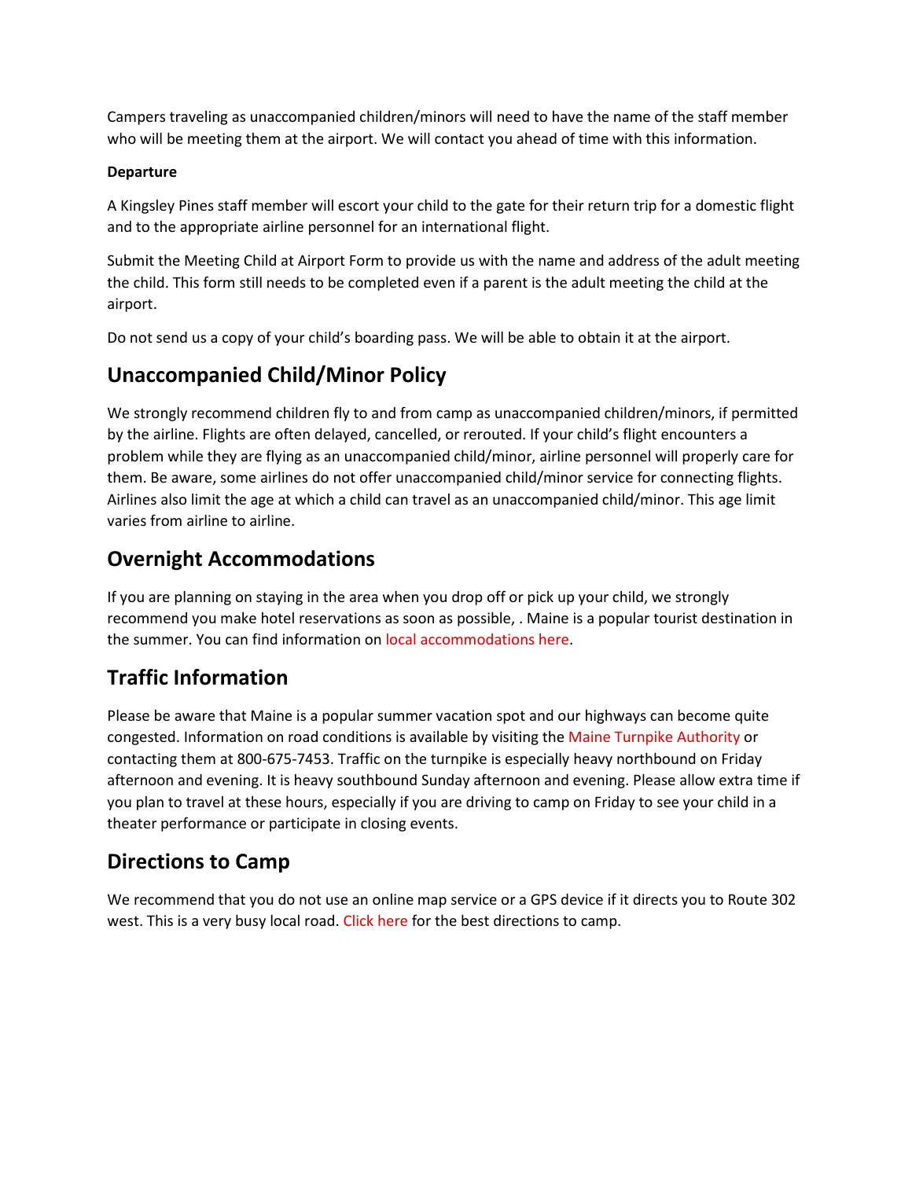Campers traveling as unaccompanied children/minors will need to have the name of the staff member who will be meeting them at the airport. We will contact you ahead of time with this information.

**Departure**

A Kingsley Pines staff member will escort your child to the gate for their return trip for a domestic flight and to the appropriate airline personnel for an international flight.

Submit the Meeting Child at Airport Form to provide us with the name and address of the adult meeting the child. This form still needs to be completed even if a parent is the adult meeting the child at the airport.

Do not send us a copy of your child's boarding pass. We will be able to obtain it at the airport.

## Unaccompanied Child/Minor Policy

We strongly recommend children fly to and from camp as unaccompanied children/minors, if permitted by the airline. Flights are often delayed, cancelled, or rerouted. If your child's flight encounters a problem while they are flying as an unaccompanied child/minor, airline personnel will properly care for them. Be aware, some airlines do not offer unaccompanied child/minor service for connecting flights. Airlines also limit the age at which a child can travel as an unaccompanied child/minor. This age limit varies from airline to airline.

## Overnight Accommodations

If you are planning on staying in the area when you drop off or pick up your child, we strongly recommend you make hotel reservations as soon as possible, . Maine is a popular tourist destination in the summer. You can find information on local accommodations here.

## Traffic Information

Please be aware that Maine is a popular summer vacation spot and our highways can become quite congested. Information on road conditions is available by visiting the Maine Turnpike Authority or contacting them at 800-675-7453. Traffic on the turnpike is especially heavy northbound on Friday afternoon and evening. It is heavy southbound Sunday afternoon and evening. Please allow extra time if you plan to travel at these hours, especially if you are driving to camp on Friday to see your child in a theater performance or participate in closing events.

## Directions to Camp

We recommend that you do not use an online map service or a GPS device if it directs you to Route 302 west. This is a very busy local road. Click here for the best directions to camp.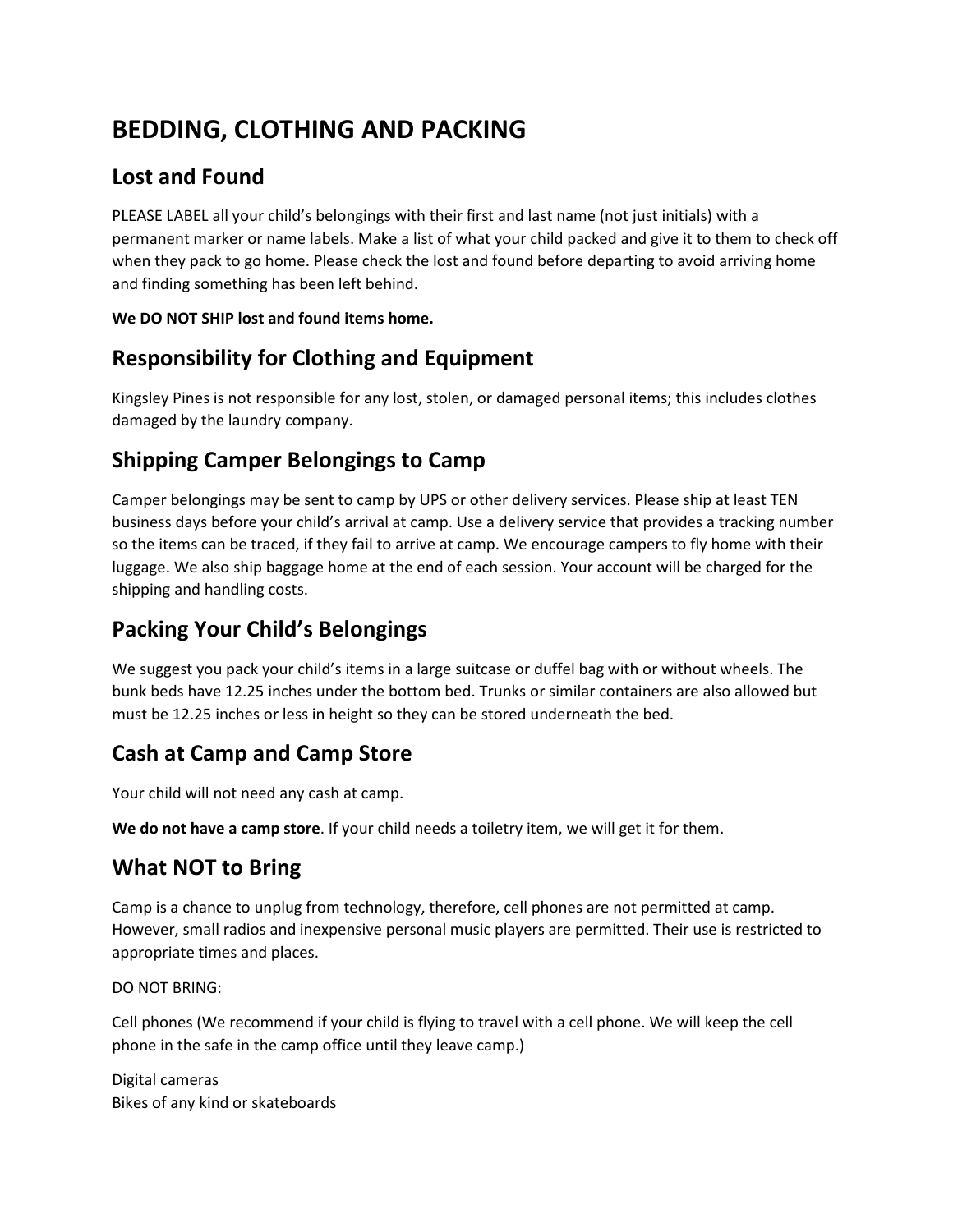# BEDDING, CLOTHING AND PACKING

## Lost and Found

PLEASE LABEL all your child's belongings with their first and last name (not just initials) with a permanent marker or name labels. Make a list of what your child packed and give it to them to check off when they pack to go home. Please check the lost and found before departing to avoid arriving home and finding something has been left behind.

**We DO NOT SHIP lost and found items home.**

## Responsibility for Clothing and Equipment

Kingsley Pines is not responsible for any lost, stolen, or damaged personal items; this includes clothes damaged by the laundry company.

## Shipping Camper Belongings to Camp

Camper belongings may be sent to camp by UPS or other delivery services. Please ship at least TEN business days before your child's arrival at camp. Use a delivery service that provides a tracking number so the items can be traced, if they fail to arrive at camp. We encourage campers to fly home with their luggage. We also ship baggage home at the end of each session. Your account will be charged for the shipping and handling costs.

## Packing Your Child's Belongings

We suggest you pack your child's items in a large suitcase or duffel bag with or without wheels. The bunk beds have 12.25 inches under the bottom bed. Trunks or similar containers are also allowed but must be 12.25 inches or less in height so they can be stored underneath the bed.

## Cash at Camp and Camp Store

Your child will not need any cash at camp.

**We do not have a camp store**. If your child needs a toiletry item, we will get it for them.

## What NOT to Bring

Camp is a chance to unplug from technology, therefore, cell phones are not permitted at camp. However, small radios and inexpensive personal music players are permitted. Their use is restricted to appropriate times and places.

DO NOT BRING:

Cell phones (We recommend if your child is flying to travel with a cell phone. We will keep the cell phone in the safe in the camp office until they leave camp.)

Digital cameras
Bikes of any kind or skateboards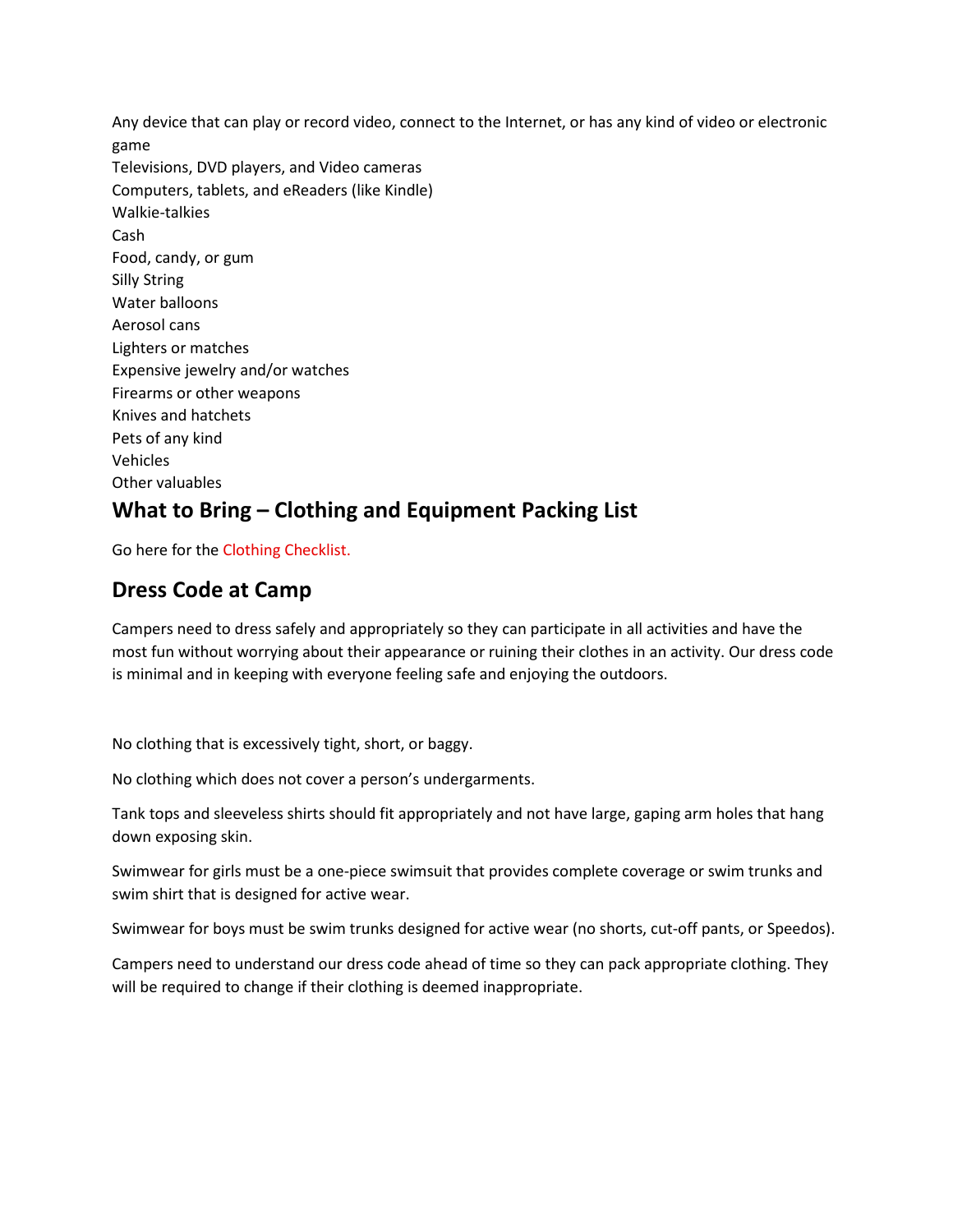Any device that can play or record video, connect to the Internet, or has any kind of video or electronic game
Televisions, DVD players, and Video cameras
Computers, tablets, and eReaders (like Kindle)
Walkie-talkies
Cash
Food, candy, or gum
Silly String
Water balloons
Aerosol cans
Lighters or matches
Expensive jewelry and/or watches
Firearms or other weapons
Knives and hatchets
Pets of any kind
Vehicles
Other valuables

## What to Bring – Clothing and Equipment Packing List

Go here for the Clothing Checklist.

## Dress Code at Camp

Campers need to dress safely and appropriately so they can participate in all activities and have the most fun without worrying about their appearance or ruining their clothes in an activity. Our dress code is minimal and in keeping with everyone feeling safe and enjoying the outdoors.

No clothing that is excessively tight, short, or baggy.

No clothing which does not cover a person's undergarments.

Tank tops and sleeveless shirts should fit appropriately and not have large, gaping arm holes that hang down exposing skin.

Swimwear for girls must be a one-piece swimsuit that provides complete coverage or swim trunks and swim shirt that is designed for active wear.

Swimwear for boys must be swim trunks designed for active wear (no shorts, cut-off pants, or Speedos).

Campers need to understand our dress code ahead of time so they can pack appropriate clothing. They will be required to change if their clothing is deemed inappropriate.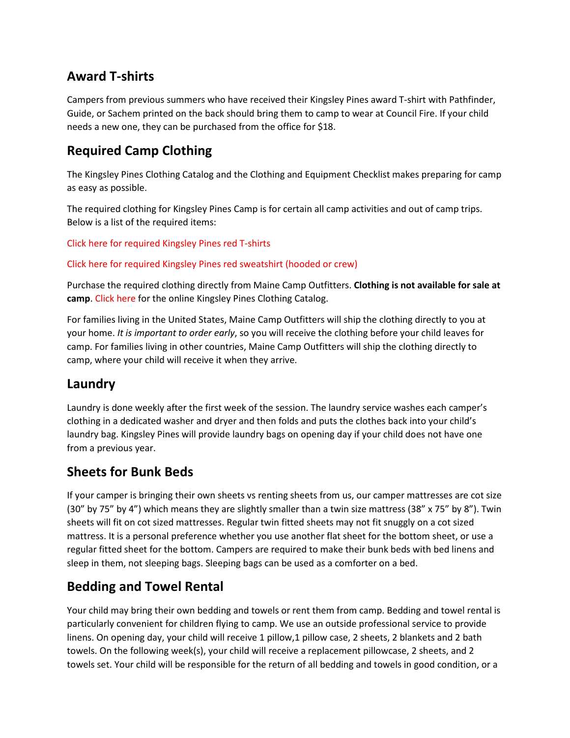## Award T-shirts

Campers from previous summers who have received their Kingsley Pines award T-shirt with Pathfinder, Guide, or Sachem printed on the back should bring them to camp to wear at Council Fire. If your child needs a new one, they can be purchased from the office for $18.

## Required Camp Clothing

The Kingsley Pines Clothing Catalog and the Clothing and Equipment Checklist makes preparing for camp as easy as possible.

The required clothing for Kingsley Pines Camp is for certain all camp activities and out of camp trips. Below is a list of the required items:

Click here for required Kingsley Pines red T-shirts

Click here for required Kingsley Pines red sweatshirt (hooded or crew)

Purchase the required clothing directly from Maine Camp Outfitters. **Clothing is not available for sale at camp**. Click here for the online Kingsley Pines Clothing Catalog.

For families living in the United States, Maine Camp Outfitters will ship the clothing directly to you at your home. *It is important to order early*, so you will receive the clothing before your child leaves for camp. For families living in other countries, Maine Camp Outfitters will ship the clothing directly to camp, where your child will receive it when they arrive.

## Laundry

Laundry is done weekly after the first week of the session. The laundry service washes each camper's clothing in a dedicated washer and dryer and then folds and puts the clothes back into your child's laundry bag. Kingsley Pines will provide laundry bags on opening day if your child does not have one from a previous year.

## Sheets for Bunk Beds

If your camper is bringing their own sheets vs renting sheets from us, our camper mattresses are cot size (30" by 75" by 4") which means they are slightly smaller than a twin size mattress (38" x 75" by 8"). Twin sheets will fit on cot sized mattresses. Regular twin fitted sheets may not fit snuggly on a cot sized mattress. It is a personal preference whether you use another flat sheet for the bottom sheet, or use a regular fitted sheet for the bottom. Campers are required to make their bunk beds with bed linens and sleep in them, not sleeping bags. Sleeping bags can be used as a comforter on a bed.

## Bedding and Towel Rental

Your child may bring their own bedding and towels or rent them from camp. Bedding and towel rental is particularly convenient for children flying to camp. We use an outside professional service to provide linens. On opening day, your child will receive 1 pillow,1 pillow case, 2 sheets, 2 blankets and 2 bath towels. On the following week(s), your child will receive a replacement pillowcase, 2 sheets, and 2 towels set. Your child will be responsible for the return of all bedding and towels in good condition, or a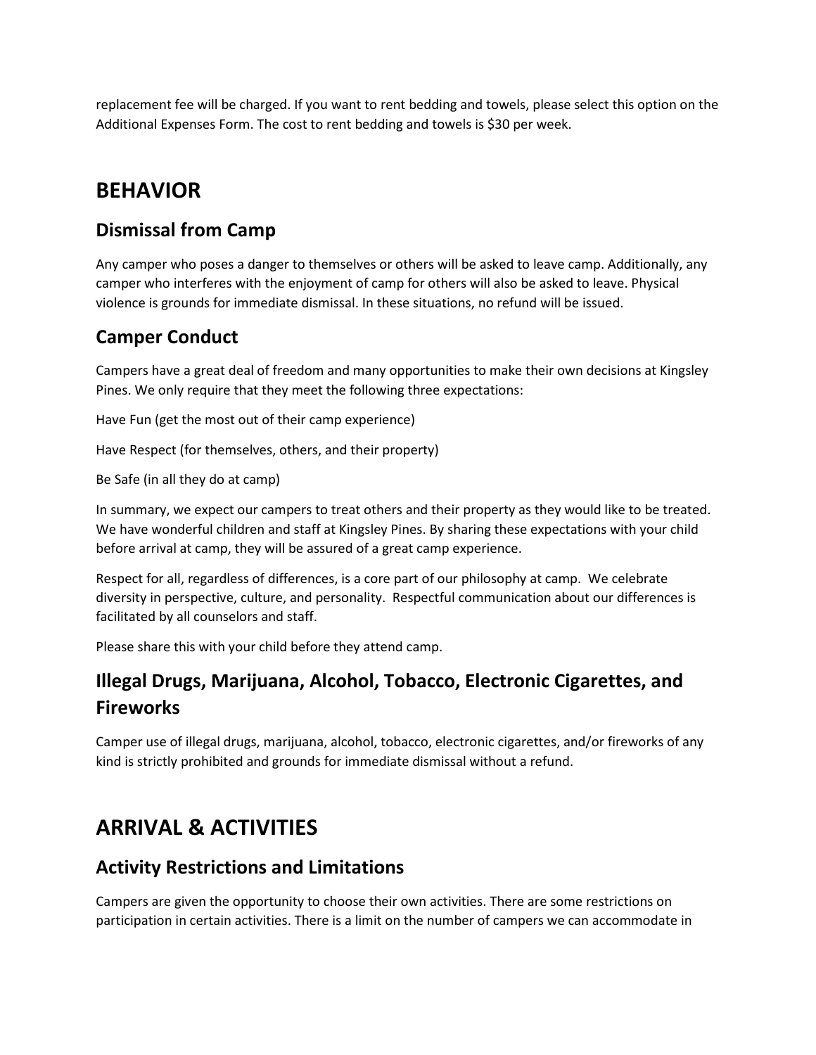replacement fee will be charged. If you want to rent bedding and towels, please select this option on the Additional Expenses Form. The cost to rent bedding and towels is $30 per week.

# BEHAVIOR

## Dismissal from Camp

Any camper who poses a danger to themselves or others will be asked to leave camp. Additionally, any camper who interferes with the enjoyment of camp for others will also be asked to leave. Physical violence is grounds for immediate dismissal. In these situations, no refund will be issued.

## Camper Conduct

Campers have a great deal of freedom and many opportunities to make their own decisions at Kingsley Pines. We only require that they meet the following three expectations:

Have Fun (get the most out of their camp experience)

Have Respect (for themselves, others, and their property)

Be Safe (in all they do at camp)

In summary, we expect our campers to treat others and their property as they would like to be treated. We have wonderful children and staff at Kingsley Pines. By sharing these expectations with your child before arrival at camp, they will be assured of a great camp experience.

Respect for all, regardless of differences, is a core part of our philosophy at camp. We celebrate diversity in perspective, culture, and personality. Respectful communication about our differences is facilitated by all counselors and staff.

Please share this with your child before they attend camp.

## Illegal Drugs, Marijuana, Alcohol, Tobacco, Electronic Cigarettes, and Fireworks

Camper use of illegal drugs, marijuana, alcohol, tobacco, electronic cigarettes, and/or fireworks of any kind is strictly prohibited and grounds for immediate dismissal without a refund.

# ARRIVAL & ACTIVITIES

## Activity Restrictions and Limitations

Campers are given the opportunity to choose their own activities. There are some restrictions on participation in certain activities. There is a limit on the number of campers we can accommodate in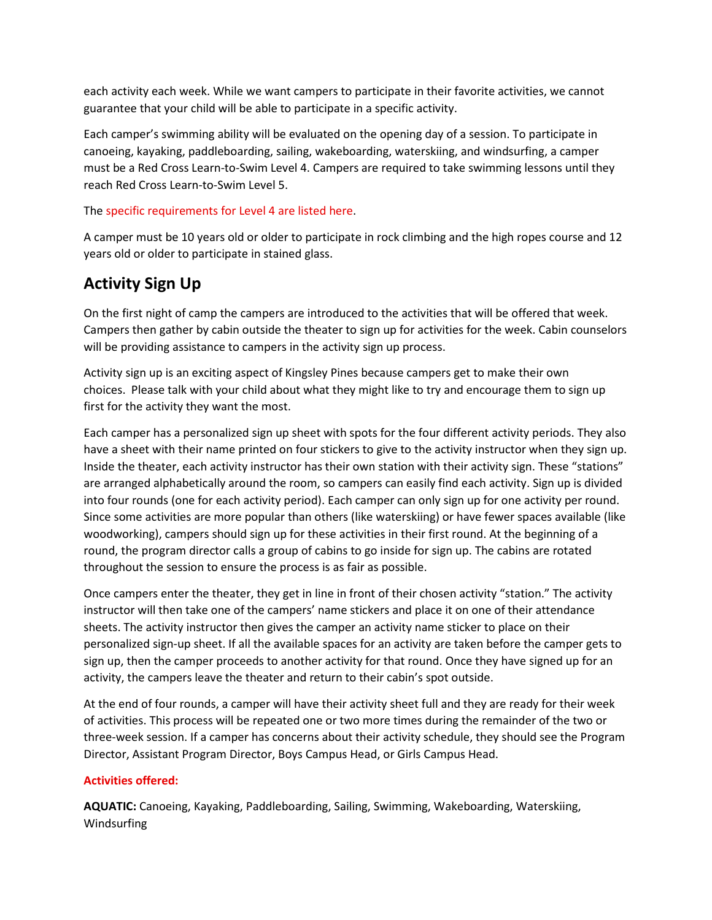each activity each week. While we want campers to participate in their favorite activities, we cannot guarantee that your child will be able to participate in a specific activity.

Each camper's swimming ability will be evaluated on the opening day of a session. To participate in canoeing, kayaking, paddleboarding, sailing, wakeboarding, waterskiing, and windsurfing, a camper must be a Red Cross Learn-to-Swim Level 4. Campers are required to take swimming lessons until they reach Red Cross Learn-to-Swim Level 5.

The specific requirements for Level 4 are listed here.

A camper must be 10 years old or older to participate in rock climbing and the high ropes course and 12 years old or older to participate in stained glass.

## Activity Sign Up

On the first night of camp the campers are introduced to the activities that will be offered that week. Campers then gather by cabin outside the theater to sign up for activities for the week. Cabin counselors will be providing assistance to campers in the activity sign up process.

Activity sign up is an exciting aspect of Kingsley Pines because campers get to make their own choices. Please talk with your child about what they might like to try and encourage them to sign up first for the activity they want the most.

Each camper has a personalized sign up sheet with spots for the four different activity periods. They also have a sheet with their name printed on four stickers to give to the activity instructor when they sign up. Inside the theater, each activity instructor has their own station with their activity sign. These "stations" are arranged alphabetically around the room, so campers can easily find each activity. Sign up is divided into four rounds (one for each activity period). Each camper can only sign up for one activity per round. Since some activities are more popular than others (like waterskiing) or have fewer spaces available (like woodworking), campers should sign up for these activities in their first round. At the beginning of a round, the program director calls a group of cabins to go inside for sign up. The cabins are rotated throughout the session to ensure the process is as fair as possible.

Once campers enter the theater, they get in line in front of their chosen activity "station." The activity instructor will then take one of the campers' name stickers and place it on one of their attendance sheets. The activity instructor then gives the camper an activity name sticker to place on their personalized sign-up sheet. If all the available spaces for an activity are taken before the camper gets to sign up, then the camper proceeds to another activity for that round. Once they have signed up for an activity, the campers leave the theater and return to their cabin's spot outside.

At the end of four rounds, a camper will have their activity sheet full and they are ready for their week of activities. This process will be repeated one or two more times during the remainder of the two or three-week session. If a camper has concerns about their activity schedule, they should see the Program Director, Assistant Program Director, Boys Campus Head, or Girls Campus Head.

**Activities offered:**

**AQUATIC:** Canoeing, Kayaking, Paddleboarding, Sailing, Swimming, Wakeboarding, Waterskiing, Windsurfing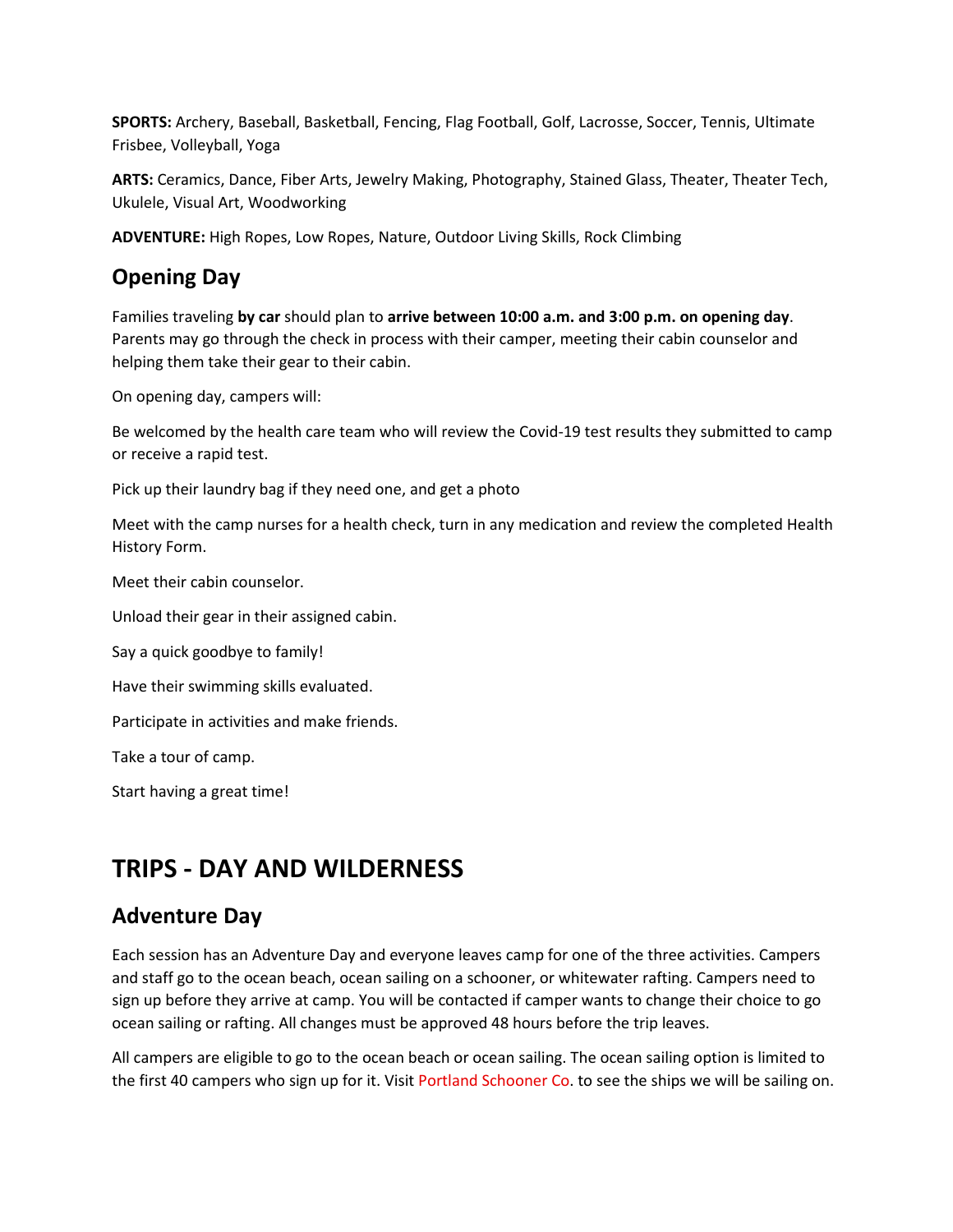**SPORTS:** Archery, Baseball, Basketball, Fencing, Flag Football, Golf, Lacrosse, Soccer, Tennis, Ultimate Frisbee, Volleyball, Yoga

**ARTS:** Ceramics, Dance, Fiber Arts, Jewelry Making, Photography, Stained Glass, Theater, Theater Tech, Ukulele, Visual Art, Woodworking

**ADVENTURE:** High Ropes, Low Ropes, Nature, Outdoor Living Skills, Rock Climbing

## Opening Day

Families traveling **by car** should plan to **arrive between 10:00 a.m. and 3:00 p.m. on opening day**. Parents may go through the check in process with their camper, meeting their cabin counselor and helping them take their gear to their cabin.

On opening day, campers will:

Be welcomed by the health care team who will review the Covid-19 test results they submitted to camp or receive a rapid test.

Pick up their laundry bag if they need one, and get a photo

Meet with the camp nurses for a health check, turn in any medication and review the completed Health History Form.

Meet their cabin counselor.

Unload their gear in their assigned cabin.

Say a quick goodbye to family!

Have their swimming skills evaluated.

Participate in activities and make friends.

Take a tour of camp.

Start having a great time!

# TRIPS - DAY AND WILDERNESS

## Adventure Day

Each session has an Adventure Day and everyone leaves camp for one of the three activities. Campers and staff go to the ocean beach, ocean sailing on a schooner, or whitewater rafting. Campers need to sign up before they arrive at camp. You will be contacted if camper wants to change their choice to go ocean sailing or rafting. All changes must be approved 48 hours before the trip leaves.

All campers are eligible to go to the ocean beach or ocean sailing. The ocean sailing option is limited to the first 40 campers who sign up for it. Visit Portland Schooner Co. to see the ships we will be sailing on.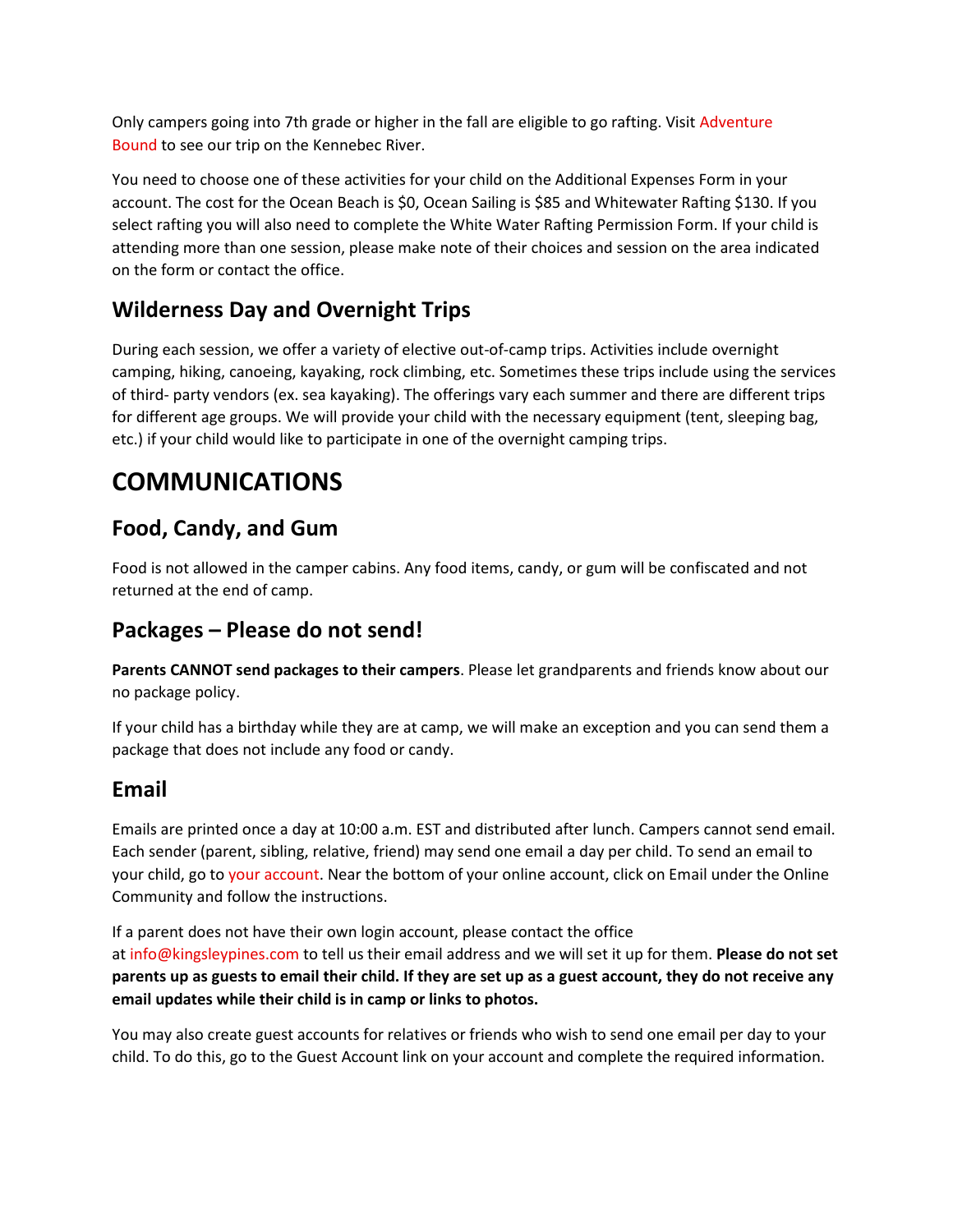Only campers going into 7th grade or higher in the fall are eligible to go rafting. Visit Adventure Bound to see our trip on the Kennebec River.

You need to choose one of these activities for your child on the Additional Expenses Form in your account. The cost for the Ocean Beach is $0, Ocean Sailing is $85 and Whitewater Rafting $130. If you select rafting you will also need to complete the White Water Rafting Permission Form. If your child is attending more than one session, please make note of their choices and session on the area indicated on the form or contact the office.

## Wilderness Day and Overnight Trips

During each session, we offer a variety of elective out-of-camp trips. Activities include overnight camping, hiking, canoeing, kayaking, rock climbing, etc. Sometimes these trips include using the services of third- party vendors (ex. sea kayaking). The offerings vary each summer and there are different trips for different age groups. We will provide your child with the necessary equipment (tent, sleeping bag, etc.) if your child would like to participate in one of the overnight camping trips.

# COMMUNICATIONS

## Food, Candy, and Gum

Food is not allowed in the camper cabins. Any food items, candy, or gum will be confiscated and not returned at the end of camp.

## Packages – Please do not send!

**Parents CANNOT send packages to their campers**. Please let grandparents and friends know about our no package policy.

If your child has a birthday while they are at camp, we will make an exception and you can send them a package that does not include any food or candy.

## Email

Emails are printed once a day at 10:00 a.m. EST and distributed after lunch. Campers cannot send email. Each sender (parent, sibling, relative, friend) may send one email a day per child. To send an email to your child, go to your account. Near the bottom of your online account, click on Email under the Online Community and follow the instructions.

If a parent does not have their own login account, please contact the office at info@kingsleypines.com to tell us their email address and we will set it up for them. **Please do not set parents up as guests to email their child. If they are set up as a guest account, they do not receive any email updates while their child is in camp or links to photos.**

You may also create guest accounts for relatives or friends who wish to send one email per day to your child. To do this, go to the Guest Account link on your account and complete the required information.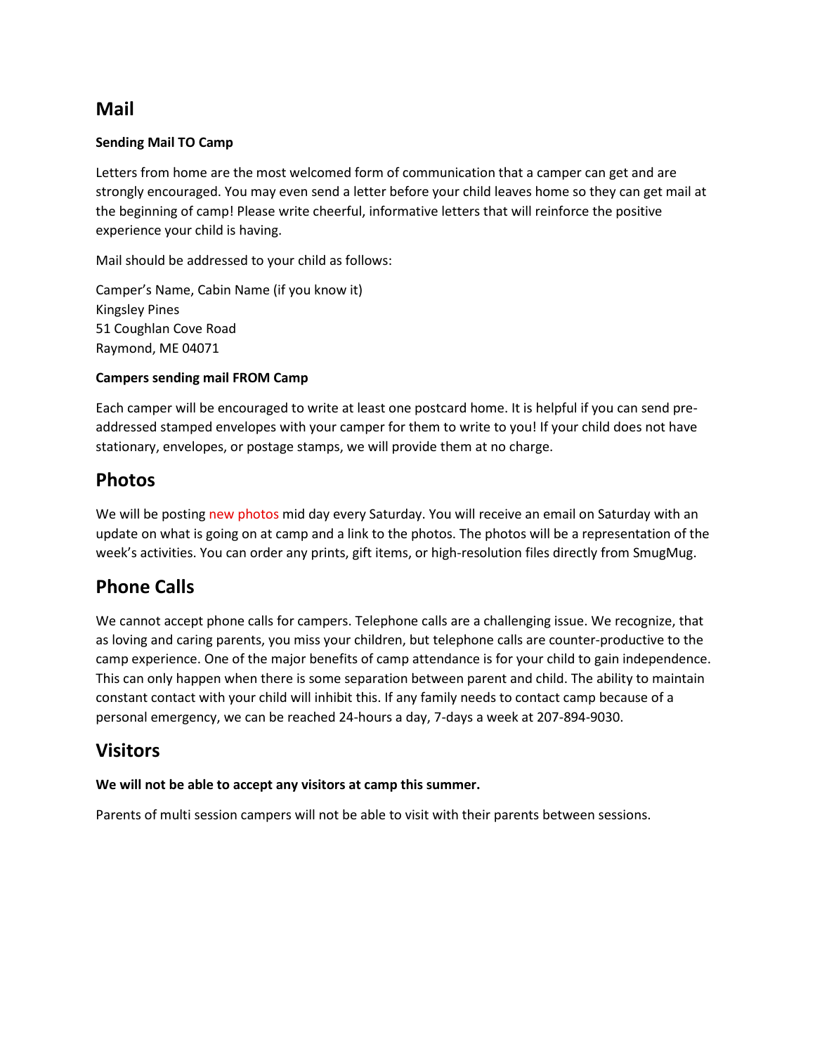## Mail

**Sending Mail TO Camp**

Letters from home are the most welcomed form of communication that a camper can get and are strongly encouraged. You may even send a letter before your child leaves home so they can get mail at the beginning of camp! Please write cheerful, informative letters that will reinforce the positive experience your child is having.

Mail should be addressed to your child as follows:

Camper's Name, Cabin Name (if you know it)
Kingsley Pines
51 Coughlan Cove Road
Raymond, ME 04071

**Campers sending mail FROM Camp**

Each camper will be encouraged to write at least one postcard home. It is helpful if you can send pre-addressed stamped envelopes with your camper for them to write to you! If your child does not have stationary, envelopes, or postage stamps, we will provide them at no charge.

## Photos

We will be posting new photos mid day every Saturday. You will receive an email on Saturday with an update on what is going on at camp and a link to the photos. The photos will be a representation of the week's activities. You can order any prints, gift items, or high-resolution files directly from SmugMug.

## Phone Calls

We cannot accept phone calls for campers. Telephone calls are a challenging issue. We recognize, that as loving and caring parents, you miss your children, but telephone calls are counter-productive to the camp experience. One of the major benefits of camp attendance is for your child to gain independence. This can only happen when there is some separation between parent and child. The ability to maintain constant contact with your child will inhibit this. If any family needs to contact camp because of a personal emergency, we can be reached 24-hours a day, 7-days a week at 207-894-9030.

## Visitors

**We will not be able to accept any visitors at camp this summer.**

Parents of multi session campers will not be able to visit with their parents between sessions.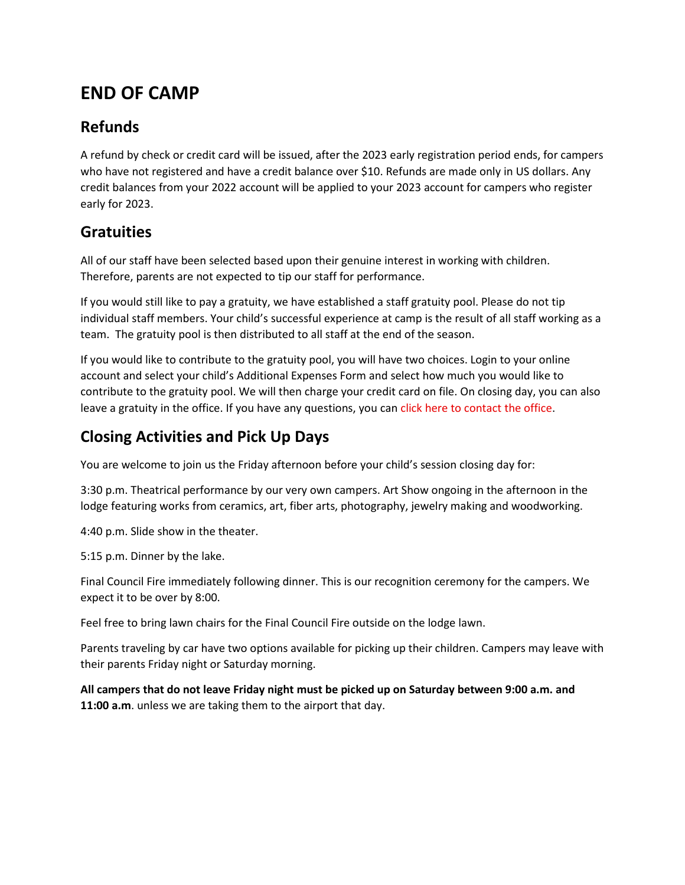# END OF CAMP

## Refunds

A refund by check or credit card will be issued, after the 2023 early registration period ends, for campers who have not registered and have a credit balance over $10. Refunds are made only in US dollars. Any credit balances from your 2022 account will be applied to your 2023 account for campers who register early for 2023.

## Gratuities

All of our staff have been selected based upon their genuine interest in working with children. Therefore, parents are not expected to tip our staff for performance.

If you would still like to pay a gratuity, we have established a staff gratuity pool. Please do not tip individual staff members. Your child's successful experience at camp is the result of all staff working as a team. The gratuity pool is then distributed to all staff at the end of the season.

If you would like to contribute to the gratuity pool, you will have two choices. Login to your online account and select your child's Additional Expenses Form and select how much you would like to contribute to the gratuity pool. We will then charge your credit card on file. On closing day, you can also leave a gratuity in the office. If you have any questions, you can click here to contact the office.

## Closing Activities and Pick Up Days

You are welcome to join us the Friday afternoon before your child's session closing day for:

3:30 p.m. Theatrical performance by our very own campers. Art Show ongoing in the afternoon in the lodge featuring works from ceramics, art, fiber arts, photography, jewelry making and woodworking.

4:40 p.m. Slide show in the theater.

5:15 p.m. Dinner by the lake.

Final Council Fire immediately following dinner. This is our recognition ceremony for the campers. We expect it to be over by 8:00.

Feel free to bring lawn chairs for the Final Council Fire outside on the lodge lawn.

Parents traveling by car have two options available for picking up their children. Campers may leave with their parents Friday night or Saturday morning.

**All campers that do not leave Friday night must be picked up on Saturday between 9:00 a.m. and 11:00 a.m**. unless we are taking them to the airport that day.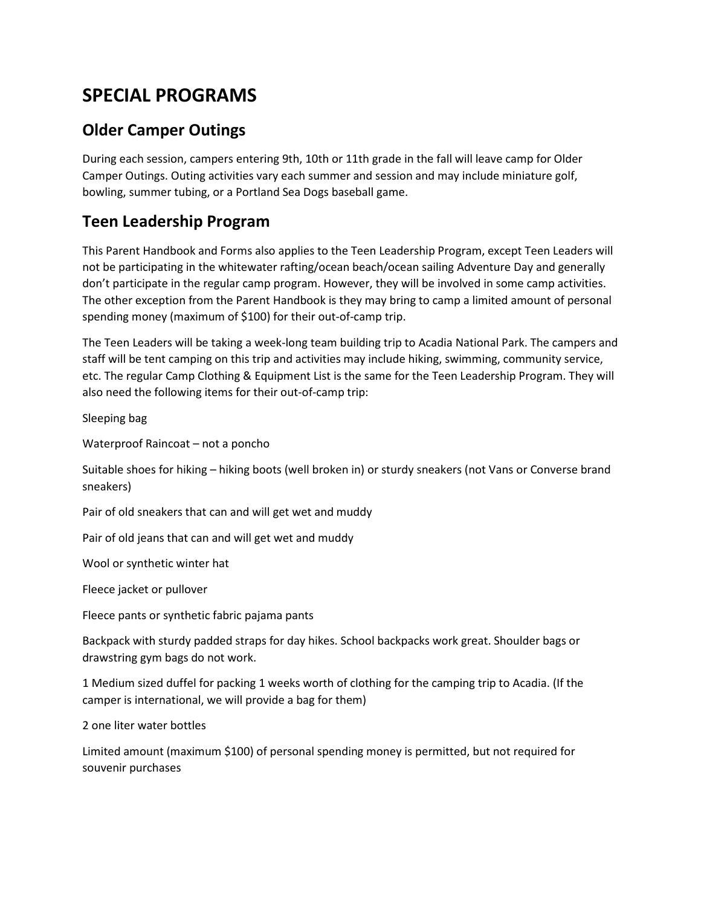# SPECIAL PROGRAMS

## Older Camper Outings

During each session, campers entering 9th, 10th or 11th grade in the fall will leave camp for Older Camper Outings. Outing activities vary each summer and session and may include miniature golf, bowling, summer tubing, or a Portland Sea Dogs baseball game.

## Teen Leadership Program

This Parent Handbook and Forms also applies to the Teen Leadership Program, except Teen Leaders will not be participating in the whitewater rafting/ocean beach/ocean sailing Adventure Day and generally don't participate in the regular camp program. However, they will be involved in some camp activities. The other exception from the Parent Handbook is they may bring to camp a limited amount of personal spending money (maximum of $100) for their out-of-camp trip.

The Teen Leaders will be taking a week-long team building trip to Acadia National Park. The campers and staff will be tent camping on this trip and activities may include hiking, swimming, community service, etc. The regular Camp Clothing & Equipment List is the same for the Teen Leadership Program. They will also need the following items for their out-of-camp trip:

Sleeping bag

Waterproof Raincoat – not a poncho

Suitable shoes for hiking – hiking boots (well broken in) or sturdy sneakers (not Vans or Converse brand sneakers)

Pair of old sneakers that can and will get wet and muddy

Pair of old jeans that can and will get wet and muddy

Wool or synthetic winter hat

Fleece jacket or pullover

Fleece pants or synthetic fabric pajama pants

Backpack with sturdy padded straps for day hikes. School backpacks work great. Shoulder bags or drawstring gym bags do not work.

1 Medium sized duffel for packing 1 weeks worth of clothing for the camping trip to Acadia. (If the camper is international, we will provide a bag for them)

2 one liter water bottles

Limited amount (maximum $100) of personal spending money is permitted, but not required for souvenir purchases